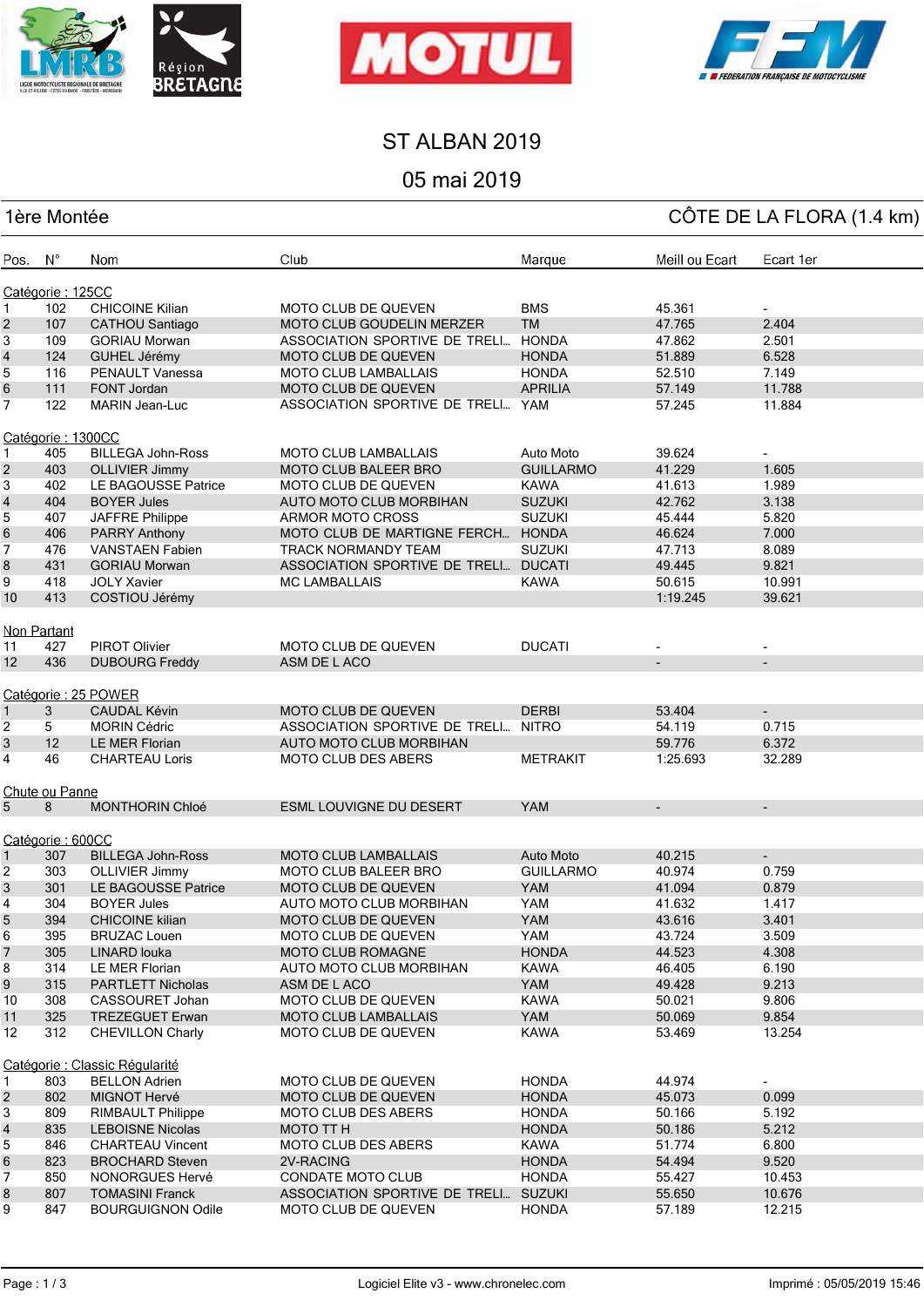# ST ALBAN 2019

## 05 mai 2019

**1ère Montée** — **CÔTE DE LA FLORA (1.4 km)**

| Pos. | N° | Nom | Club | Marque | Meill ou Ecart | Ecart 1er |
|---|---|---|---|---|---|---|
| **Catégorie : 125CC** | | | | | | |
| 1 | 102 | CHICOINE Kilian | MOTO CLUB DE QUEVEN | BMS | 45.361 | - |
| 2 | 107 | CATHOU Santiago | MOTO CLUB GOUDELIN MERZER | TM | 47.765 | 2.404 |
| 3 | 109 | GORIAU Morwan | ASSOCIATION SPORTIVE DE TRELI... | HONDA | 47.862 | 2.501 |
| 4 | 124 | GUHEL Jérémy | MOTO CLUB DE QUEVEN | HONDA | 51.889 | 6.528 |
| 5 | 116 | PENAULT Vanessa | MOTO CLUB LAMBALLAIS | HONDA | 52.510 | 7.149 |
| 6 | 111 | FONT Jordan | MOTO CLUB DE QUEVEN | APRILIA | 57.149 | 11.788 |
| 7 | 122 | MARIN Jean-Luc | ASSOCIATION SPORTIVE DE TRELI... | YAM | 57.245 | 11.884 |
| **Catégorie : 1300CC** | | | | | | |
| 1 | 405 | BILLEGA John-Ross | MOTO CLUB LAMBALLAIS | Auto Moto | 39.624 | - |
| 2 | 403 | OLLIVIER Jimmy | MOTO CLUB BALEER BRO | GUILLARMO | 41.229 | 1.605 |
| 3 | 402 | LE BAGOUSSE Patrice | MOTO CLUB DE QUEVEN | KAWA | 41.613 | 1.989 |
| 4 | 404 | BOYER Jules | AUTO MOTO CLUB MORBIHAN | SUZUKI | 42.762 | 3.138 |
| 5 | 407 | JAFFRE Philippe | ARMOR MOTO CROSS | SUZUKI | 45.444 | 5.820 |
| 6 | 406 | PARRY Anthony | MOTO CLUB DE MARTIGNE FERCH... | HONDA | 46.624 | 7.000 |
| 7 | 476 | VANSTAEN Fabien | TRACK NORMANDY TEAM | SUZUKI | 47.713 | 8.089 |
| 8 | 431 | GORIAU Morwan | ASSOCIATION SPORTIVE DE TRELI... | DUCATI | 49.445 | 9.821 |
| 9 | 418 | JOLY Xavier | MC LAMBALLAIS | KAWA | 50.615 | 10.991 |
| 10 | 413 | COSTIOU Jérémy | | | 1:19.245 | 39.621 |
| **Non Partant** | | | | | | |
| 11 | 427 | PIROT Olivier | MOTO CLUB DE QUEVEN | DUCATI | - | - |
| 12 | 436 | DUBOURG Freddy | ASM DE L ACO | | - | - |
| **Catégorie : 25 POWER** | | | | | | |
| 1 | 3 | CAUDAL Kévin | MOTO CLUB DE QUEVEN | DERBI | 53.404 | - |
| 2 | 5 | MORIN Cédric | ASSOCIATION SPORTIVE DE TRELI... | NITRO | 54.119 | 0.715 |
| 3 | 12 | LE MER Florian | AUTO MOTO CLUB MORBIHAN | | 59.776 | 6.372 |
| 4 | 46 | CHARTEAU Loris | MOTO CLUB DES ABERS | METRAKIT | 1:25.693 | 32.289 |
| **Chute ou Panne** | | | | | | |
| 5 | 8 | MONTHORIN Chloé | ESML LOUVIGNE DU DESERT | YAM | - | - |
| **Catégorie : 600CC** | | | | | | |
| 1 | 307 | BILLEGA John-Ross | MOTO CLUB LAMBALLAIS | Auto Moto | 40.215 | - |
| 2 | 303 | OLLIVIER Jimmy | MOTO CLUB BALEER BRO | GUILLARMO | 40.974 | 0.759 |
| 3 | 301 | LE BAGOUSSE Patrice | MOTO CLUB DE QUEVEN | YAM | 41.094 | 0.879 |
| 4 | 304 | BOYER Jules | AUTO MOTO CLUB MORBIHAN | YAM | 41.632 | 1.417 |
| 5 | 394 | CHICOINE kilian | MOTO CLUB DE QUEVEN | YAM | 43.616 | 3.401 |
| 6 | 395 | BRUZAC Louen | MOTO CLUB DE QUEVEN | YAM | 43.724 | 3.509 |
| 7 | 305 | LINARD louka | MOTO CLUB ROMAGNE | HONDA | 44.523 | 4.308 |
| 8 | 314 | LE MER Florian | AUTO MOTO CLUB MORBIHAN | KAWA | 46.405 | 6.190 |
| 9 | 315 | PARTLETT Nicholas | ASM DE L ACO | YAM | 49.428 | 9.213 |
| 10 | 308 | CASSOURET Johan | MOTO CLUB DE QUEVEN | KAWA | 50.021 | 9.806 |
| 11 | 325 | TREZEGUET Erwan | MOTO CLUB LAMBALLAIS | YAM | 50.069 | 9.854 |
| 12 | 312 | CHEVILLON Charly | MOTO CLUB DE QUEVEN | KAWA | 53.469 | 13.254 |
| **Catégorie : Classic Régularité** | | | | | | |
| 1 | 803 | BELLON Adrien | MOTO CLUB DE QUEVEN | HONDA | 44.974 | - |
| 2 | 802 | MIGNOT Hervé | MOTO CLUB DE QUEVEN | HONDA | 45.073 | 0.099 |
| 3 | 809 | RIMBAULT Philippe | MOTO CLUB DES ABERS | HONDA | 50.166 | 5.192 |
| 4 | 835 | LEBOISNE Nicolas | MOTO TT H | HONDA | 50.186 | 5.212 |
| 5 | 846 | CHARTEAU Vincent | MOTO CLUB DES ABERS | KAWA | 51.774 | 6.800 |
| 6 | 823 | BROCHARD Steven | 2V-RACING | HONDA | 54.494 | 9.520 |
| 7 | 850 | NONORGUES Hervé | CONDATE MOTO CLUB | HONDA | 55.427 | 10.453 |
| 8 | 807 | TOMASINI Franck | ASSOCIATION SPORTIVE DE TRELI... | SUZUKI | 55.650 | 10.676 |
| 9 | 847 | BOURGUIGNON Odile | MOTO CLUB DE QUEVEN | HONDA | 57.189 | 12.215 |

Logiciel Elite v3 - www.chronelec.com — Imprimé : 05/05/2019 15:46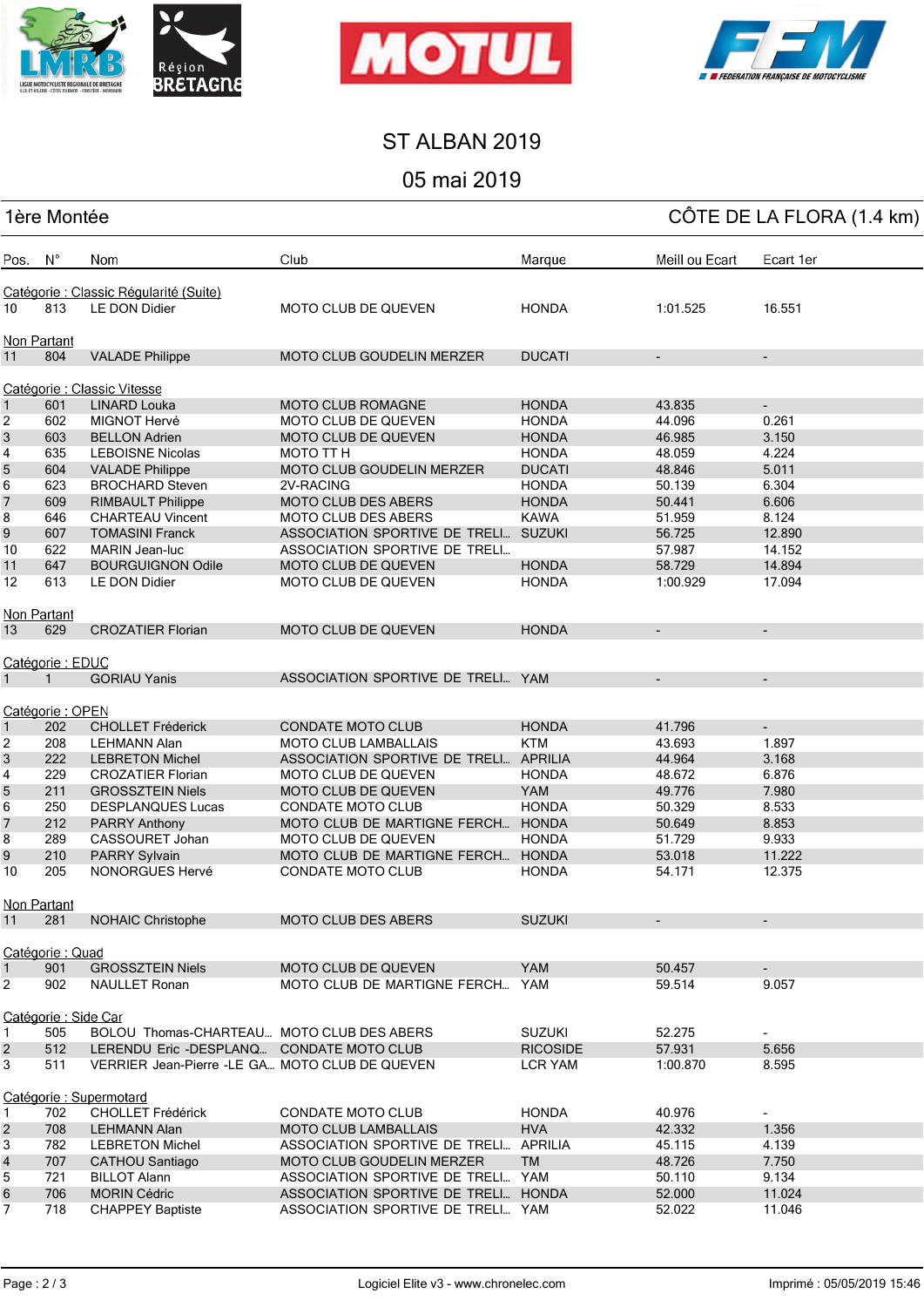ST ALBAN 2019

05 mai 2019

1ère Montée — CÔTE DE LA FLORA (1.4 km)

| Pos. | N° | Nom | Club | Marque | Meill ou Ecart | Ecart 1er |
|---|---|---|---|---|---|---|
| **Catégorie : Classic Régularité (Suite)** | | | | | | |
| 10 | 813 | LE DON Didier | MOTO CLUB DE QUEVEN | HONDA | 1:01.525 | 16.551 |
| **Non Partant** | | | | | | |
| 11 | 804 | VALADE Philippe | MOTO CLUB GOUDELIN MERZER | DUCATI | - | - |
| **Catégorie : Classic Vitesse** | | | | | | |
| 1 | 601 | LINARD Louka | MOTO CLUB ROMAGNE | HONDA | 43.835 | - |
| 2 | 602 | MIGNOT Hervé | MOTO CLUB DE QUEVEN | HONDA | 44.096 | 0.261 |
| 3 | 603 | BELLON Adrien | MOTO CLUB DE QUEVEN | HONDA | 46.985 | 3.150 |
| 4 | 635 | LEBOISNE Nicolas | MOTO TT H | HONDA | 48.059 | 4.224 |
| 5 | 604 | VALADE Philippe | MOTO CLUB GOUDELIN MERZER | DUCATI | 48.846 | 5.011 |
| 6 | 623 | BROCHARD Steven | 2V-RACING | HONDA | 50.139 | 6.304 |
| 7 | 609 | RIMBAULT Philippe | MOTO CLUB DES ABERS | HONDA | 50.441 | 6.606 |
| 8 | 646 | CHARTEAU Vincent | MOTO CLUB DES ABERS | KAWA | 51.959 | 8.124 |
| 9 | 607 | TOMASINI Franck | ASSOCIATION SPORTIVE DE TRELI... | SUZUKI | 56.725 | 12.890 |
| 10 | 622 | MARIN Jean-luc | ASSOCIATION SPORTIVE DE TRELI... | | 57.987 | 14.152 |
| 11 | 647 | BOURGUIGNON Odile | MOTO CLUB DE QUEVEN | HONDA | 58.729 | 14.894 |
| 12 | 613 | LE DON Didier | MOTO CLUB DE QUEVEN | HONDA | 1:00.929 | 17.094 |
| **Non Partant** | | | | | | |
| 13 | 629 | CROZATIER Florian | MOTO CLUB DE QUEVEN | HONDA | - | - |
| **Catégorie : EDUC** | | | | | | |
| 1 | 1 | GORIAU Yanis | ASSOCIATION SPORTIVE DE TRELI... | YAM | - | - |
| **Catégorie : OPEN** | | | | | | |
| 1 | 202 | CHOLLET Fréderick | CONDATE MOTO CLUB | HONDA | 41.796 | - |
| 2 | 208 | LEHMANN Alan | MOTO CLUB LAMBALLAIS | KTM | 43.693 | 1.897 |
| 3 | 222 | LEBRETON Michel | ASSOCIATION SPORTIVE DE TRELI... | APRILIA | 44.964 | 3.168 |
| 4 | 229 | CROZATIER Florian | MOTO CLUB DE QUEVEN | HONDA | 48.672 | 6.876 |
| 5 | 211 | GROSSZTEIN Niels | MOTO CLUB DE QUEVEN | YAM | 49.776 | 7.980 |
| 6 | 250 | DESPLANQUES Lucas | CONDATE MOTO CLUB | HONDA | 50.329 | 8.533 |
| 7 | 212 | PARRY Anthony | MOTO CLUB DE MARTIGNE FERCH... | HONDA | 50.649 | 8.853 |
| 8 | 289 | CASSOURET Johan | MOTO CLUB DE QUEVEN | HONDA | 51.729 | 9.933 |
| 9 | 210 | PARRY Sylvain | MOTO CLUB DE MARTIGNE FERCH... | HONDA | 53.018 | 11.222 |
| 10 | 205 | NONORGUES Hervé | CONDATE MOTO CLUB | HONDA | 54.171 | 12.375 |
| **Non Partant** | | | | | | |
| 11 | 281 | NOHAIC Christophe | MOTO CLUB DES ABERS | SUZUKI | - | - |
| **Catégorie : Quad** | | | | | | |
| 1 | 901 | GROSSZTEIN Niels | MOTO CLUB DE QUEVEN | YAM | 50.457 | - |
| 2 | 902 | NAULLET Ronan | MOTO CLUB DE MARTIGNE FERCH... | YAM | 59.514 | 9.057 |
| **Catégorie : Side Car** | | | | | | |
| 1 | 505 | BOLOU Thomas-CHARTEAU... | MOTO CLUB DES ABERS | SUZUKI | 52.275 | - |
| 2 | 512 | LERENDU Eric -DESPLANQ... | CONDATE MOTO CLUB | RICOSIDE | 57.931 | 5.656 |
| 3 | 511 | VERRIER Jean-Pierre -LE GA... | MOTO CLUB DE QUEVEN | LCR YAM | 1:00.870 | 8.595 |
| **Catégorie : Supermotard** | | | | | | |
| 1 | 702 | CHOLLET Frédérick | CONDATE MOTO CLUB | HONDA | 40.976 | - |
| 2 | 708 | LEHMANN Alan | MOTO CLUB LAMBALLAIS | HVA | 42.332 | 1.356 |
| 3 | 782 | LEBRETON Michel | ASSOCIATION SPORTIVE DE TRELI... | APRILIA | 45.115 | 4.139 |
| 4 | 707 | CATHOU Santiago | MOTO CLUB GOUDELIN MERZER | TM | 48.726 | 7.750 |
| 5 | 721 | BILLOT Alann | ASSOCIATION SPORTIVE DE TRELI... | YAM | 50.110 | 9.134 |
| 6 | 706 | MORIN Cédric | ASSOCIATION SPORTIVE DE TRELI... | HONDA | 52.000 | 11.024 |
| 7 | 718 | CHAPPEY Baptiste | ASSOCIATION SPORTIVE DE TRELI... | YAM | 52.022 | 11.046 |

Logiciel Elite v3 - www.chronelec.com — Imprimé : 05/05/2019 15:46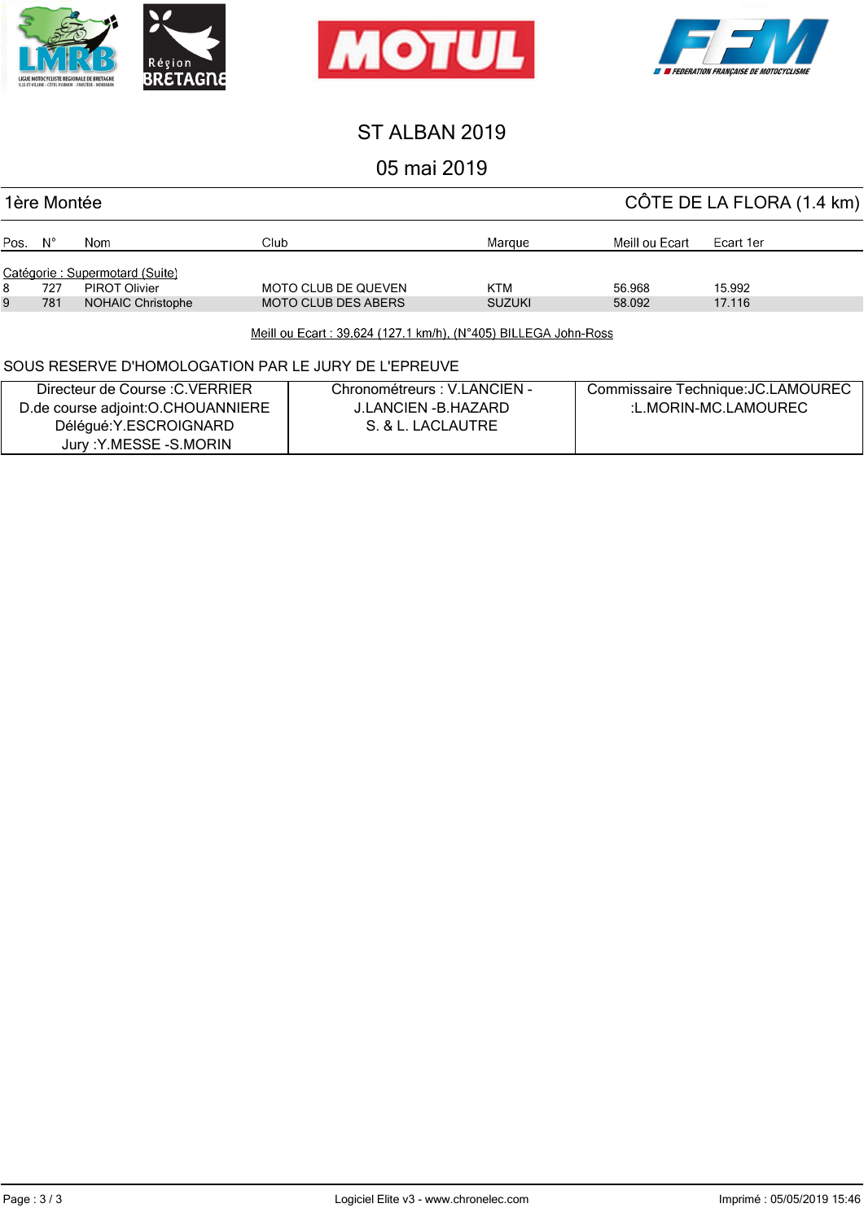# ST ALBAN 2019

## 05 mai 2019

**1ère Montée** — **CÔTE DE LA FLORA (1.4 km)**

| Pos. | N° | Nom | Club | Marque | Meill ou Ecart | Ecart 1er |
|---|---|---|---|---|---|---|
| Catégorie : Supermotard (Suite) | | | | | | |
| 8 | 727 | PIROT Olivier | MOTO CLUB DE QUEVEN | KTM | 56.968 | 15.992 |
| 9 | 781 | NOHAIC Christophe | MOTO CLUB DES ABERS | SUZUKI | 58.092 | 17.116 |

Meill ou Ecart : 39.624 (127.1 km/h), (N°405) BILLEGA John-Ross

SOUS RESERVE D'HOMOLOGATION PAR LE JURY DE L'EPREUVE

| | | |
|---|---|---|
| Directeur de Course :C.VERRIER<br>D.de course adjoint:O.CHOUANNIERE<br>Délégué:Y.ESCROIGNARD<br>Jury :Y.MESSE -S.MORIN | Chronométreurs : V.LANCIEN -<br>J.LANCIEN -B.HAZARD<br>S. & L. LACLAUTRE | Commissaire Technique:JC.LAMOUREC<br>:L.MORIN-MC.LAMOUREC |

Logiciel Elite v3 - www.chronelec.com

Imprimé : 05/05/2019 15:46